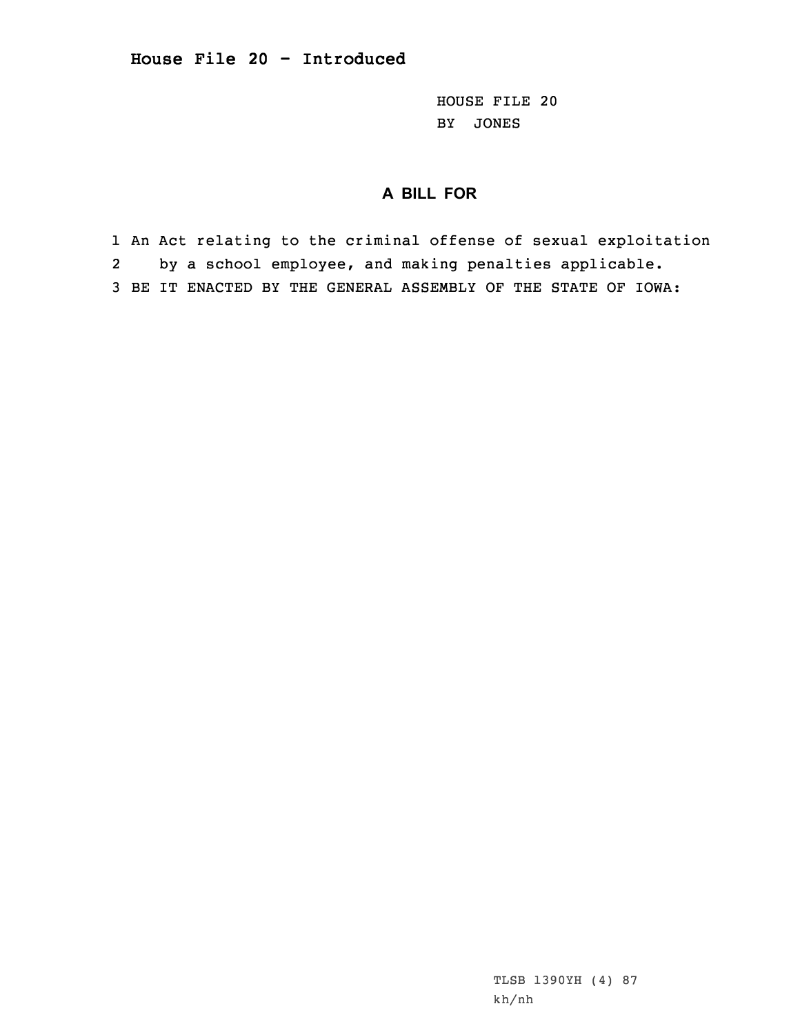**House File 20 - Introduced**

HOUSE FILE 20
BY JONES

## A BILL FOR

1 An Act relating to the criminal offense of sexual exploitation
2 by a school employee, and making penalties applicable.
3 BE IT ENACTED BY THE GENERAL ASSEMBLY OF THE STATE OF IOWA:

TLSB 1390YH (4) 87
kh/nh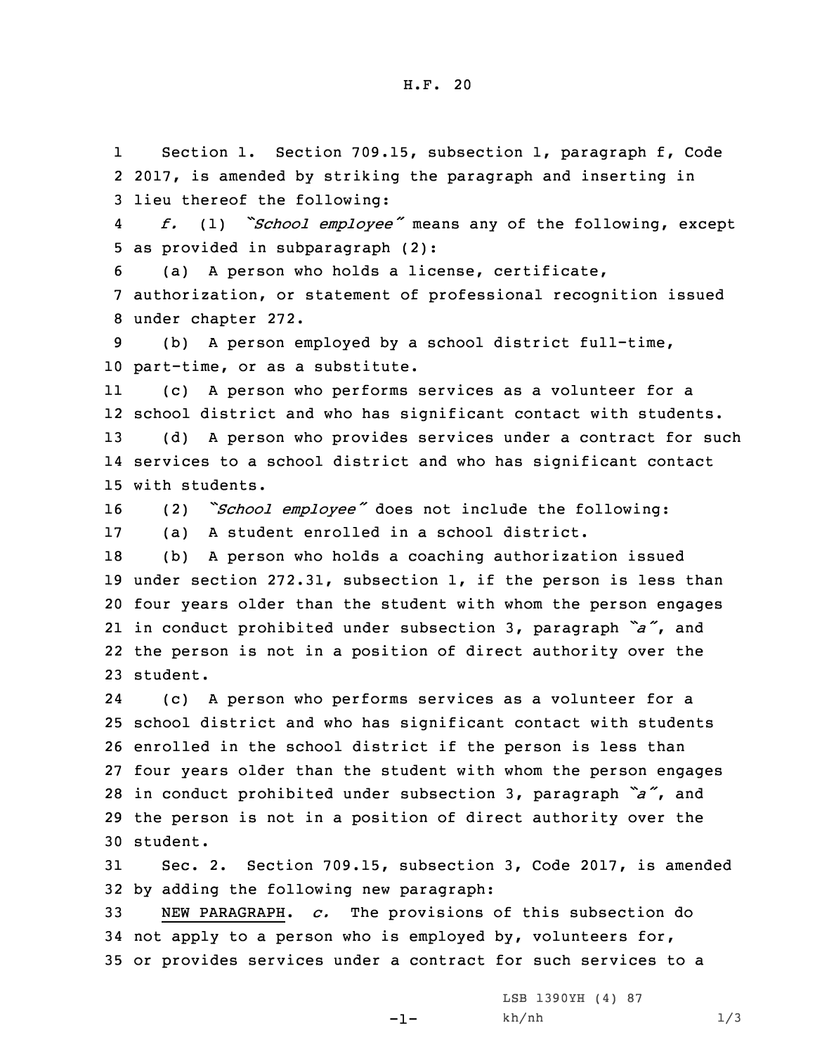H.F. 20

Section 1. Section 709.15, subsection 1, paragraph f, Code 2017, is amended by striking the paragraph and inserting in lieu thereof the following:

*f.* (1) *"School employee"* means any of the following, except as provided in subparagraph (2):

(a) A person who holds a license, certificate, authorization, or statement of professional recognition issued under chapter 272.

(b) A person employed by a school district full-time, part-time, or as a substitute.

(c) A person who performs services as a volunteer for a school district and who has significant contact with students.

(d) A person who provides services under a contract for such services to a school district and who has significant contact with students.

(2) *"School employee"* does not include the following:

(a) A student enrolled in a school district.

(b) A person who holds a coaching authorization issued under section 272.31, subsection 1, if the person is less than four years older than the student with whom the person engages in conduct prohibited under subsection 3, paragraph *"a"*, and the person is not in a position of direct authority over the student.

(c) A person who performs services as a volunteer for a school district and who has significant contact with students enrolled in the school district if the person is less than four years older than the student with whom the person engages in conduct prohibited under subsection 3, paragraph *"a"*, and the person is not in a position of direct authority over the student.

Sec. 2. Section 709.15, subsection 3, Code 2017, is amended by adding the following new paragraph:

NEW PARAGRAPH. *c.* The provisions of this subsection do not apply to a person who is employed by, volunteers for, or provides services under a contract for such services to a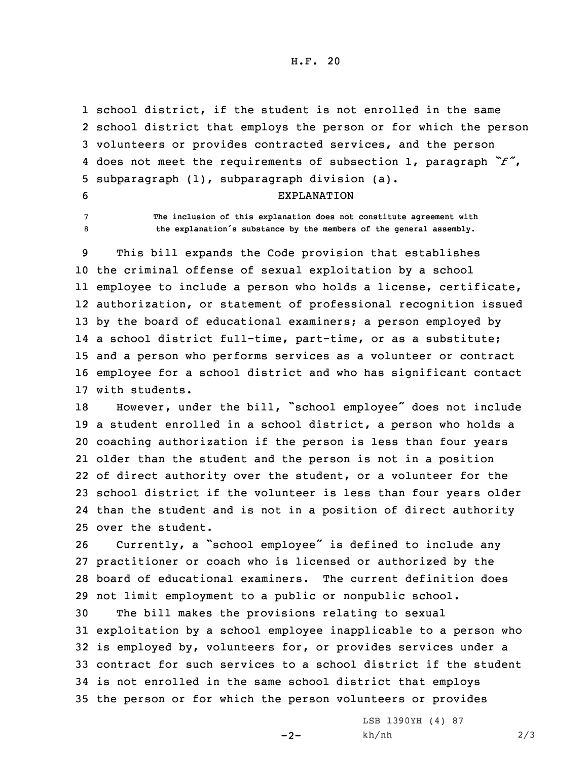school district, if the student is not enrolled in the same school district that employs the person or for which the person volunteers or provides contracted services, and the person does not meet the requirements of subsection 1, paragraph *"f"*, subparagraph (1), subparagraph division (a).

EXPLANATION

The inclusion of this explanation does not constitute agreement with the explanation's substance by the members of the general assembly.

This bill expands the Code provision that establishes the criminal offense of sexual exploitation by a school employee to include a person who holds a license, certificate, authorization, or statement of professional recognition issued by the board of educational examiners; a person employed by a school district full-time, part-time, or as a substitute; and a person who performs services as a volunteer or contract employee for a school district and who has significant contact with students.

However, under the bill, "school employee" does not include a student enrolled in a school district, a person who holds a coaching authorization if the person is less than four years older than the student and the person is not in a position of direct authority over the student, or a volunteer for the school district if the volunteer is less than four years older than the student and is not in a position of direct authority over the student.

Currently, a "school employee" is defined to include any practitioner or coach who is licensed or authorized by the board of educational examiners. The current definition does not limit employment to a public or nonpublic school.

The bill makes the provisions relating to sexual exploitation by a school employee inapplicable to a person who is employed by, volunteers for, or provides services under a contract for such services to a school district if the student is not enrolled in the same school district that employs the person or for which the person volunteers or provides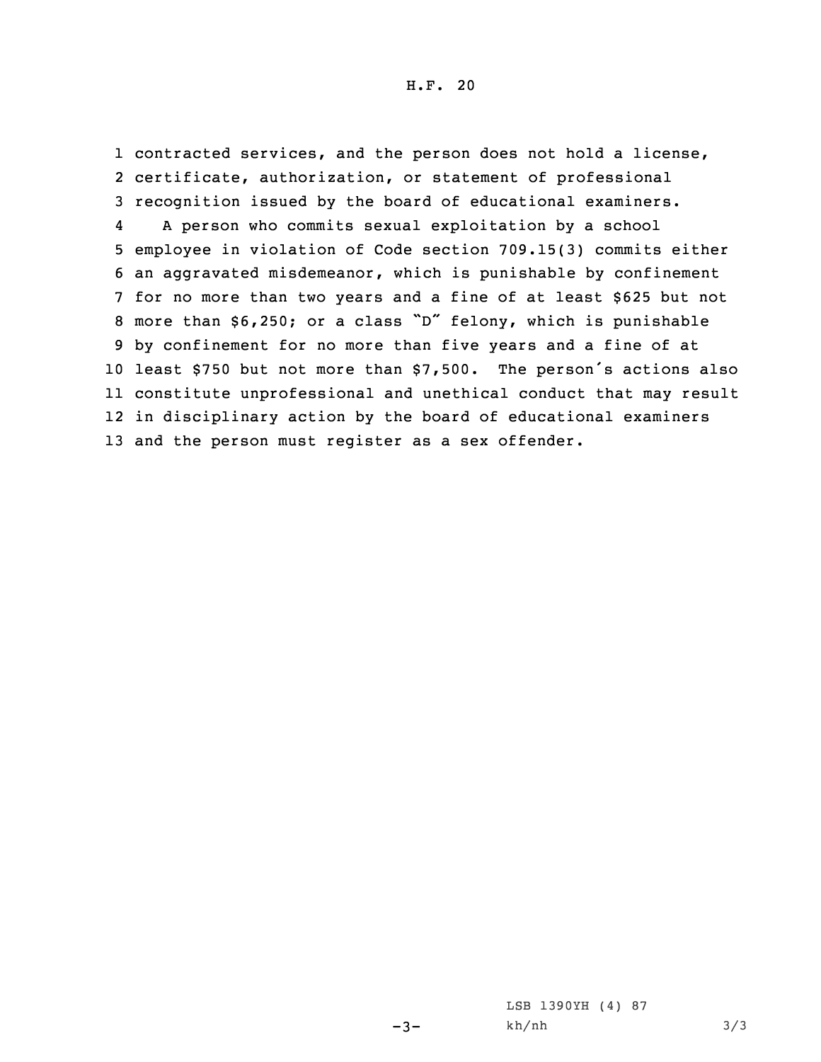contracted services, and the person does not hold a license, certificate, authorization, or statement of professional recognition issued by the board of educational examiners.

A person who commits sexual exploitation by a school employee in violation of Code section 709.15(3) commits either an aggravated misdemeanor, which is punishable by confinement for no more than two years and a fine of at least $625 but not more than $6,250; or a class "D" felony, which is punishable by confinement for no more than five years and a fine of at least $750 but not more than $7,500. The person's actions also constitute unprofessional and unethical conduct that may result in disciplinary action by the board of educational examiners and the person must register as a sex offender.

LSB 1390YH (4) 87
kh/nh